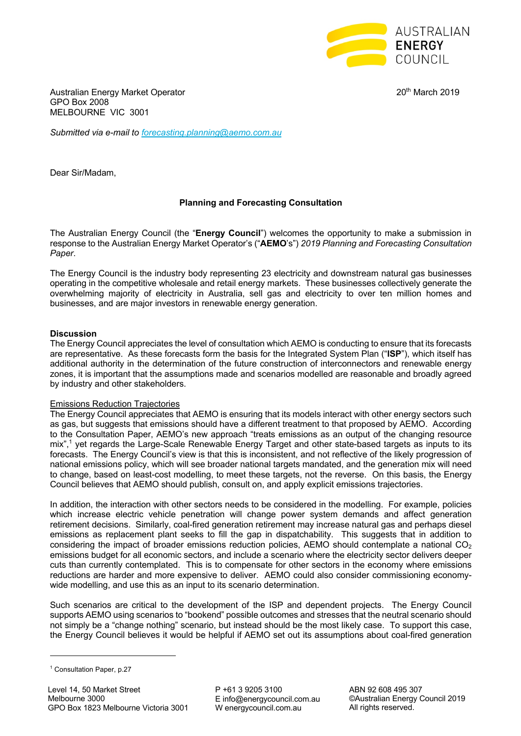AUSTRALIAN
**ENERGY**
COUNCIL

Australian Energy Market Operator
GPO Box 2008
MELBOURNE VIC 3001

20th March 2019

*Submitted via e-mail to forecasting.planning@aemo.com.au*

Dear Sir/Madam,

**Planning and Forecasting Consultation**

The Australian Energy Council (the "**Energy Council**") welcomes the opportunity to make a submission in response to the Australian Energy Market Operator's ("**AEMO**'s") *2019 Planning and Forecasting Consultation Paper*.

The Energy Council is the industry body representing 23 electricity and downstream natural gas businesses operating in the competitive wholesale and retail energy markets. These businesses collectively generate the overwhelming majority of electricity in Australia, sell gas and electricity to over ten million homes and businesses, and are major investors in renewable energy generation.

**Discussion**

The Energy Council appreciates the level of consultation which AEMO is conducting to ensure that its forecasts are representative. As these forecasts form the basis for the Integrated System Plan ("**ISP**"), which itself has additional authority in the determination of the future construction of interconnectors and renewable energy zones, it is important that the assumptions made and scenarios modelled are reasonable and broadly agreed by industry and other stakeholders.

Emissions Reduction Trajectories

The Energy Council appreciates that AEMO is ensuring that its models interact with other energy sectors such as gas, but suggests that emissions should have a different treatment to that proposed by AEMO. According to the Consultation Paper, AEMO's new approach "treats emissions as an output of the changing resource mix",[1] yet regards the Large-Scale Renewable Energy Target and other state-based targets as inputs to its forecasts. The Energy Council's view is that this is inconsistent, and not reflective of the likely progression of national emissions policy, which will see broader national targets mandated, and the generation mix will need to change, based on least-cost modelling, to meet these targets, not the reverse. On this basis, the Energy Council believes that AEMO should publish, consult on, and apply explicit emissions trajectories.

In addition, the interaction with other sectors needs to be considered in the modelling. For example, policies which increase electric vehicle penetration will change power system demands and affect generation retirement decisions. Similarly, coal-fired generation retirement may increase natural gas and perhaps diesel emissions as replacement plant seeks to fill the gap in dispatchability. This suggests that in addition to considering the impact of broader emissions reduction policies, AEMO should contemplate a national $CO_2$ emissions budget for all economic sectors, and include a scenario where the electricity sector delivers deeper cuts than currently contemplated. This is to compensate for other sectors in the economy where emissions reductions are harder and more expensive to deliver. AEMO could also consider commissioning economy-wide modelling, and use this as an input to its scenario determination.

Such scenarios are critical to the development of the ISP and dependent projects. The Energy Council supports AEMO using scenarios to "bookend" possible outcomes and stresses that the neutral scenario should not simply be a "change nothing" scenario, but instead should be the most likely case. To support this case, the Energy Council believes it would be helpful if AEMO set out its assumptions about coal-fired generation

[1] Consultation Paper, p.27

Level 14, 50 Market Street
Melbourne 3000
GPO Box 1823 Melbourne Victoria 3001

P +61 3 9205 3100
E info@energycouncil.com.au
W energycouncil.com.au

ABN 92 608 495 307
©Australian Energy Council 2019
All rights reserved.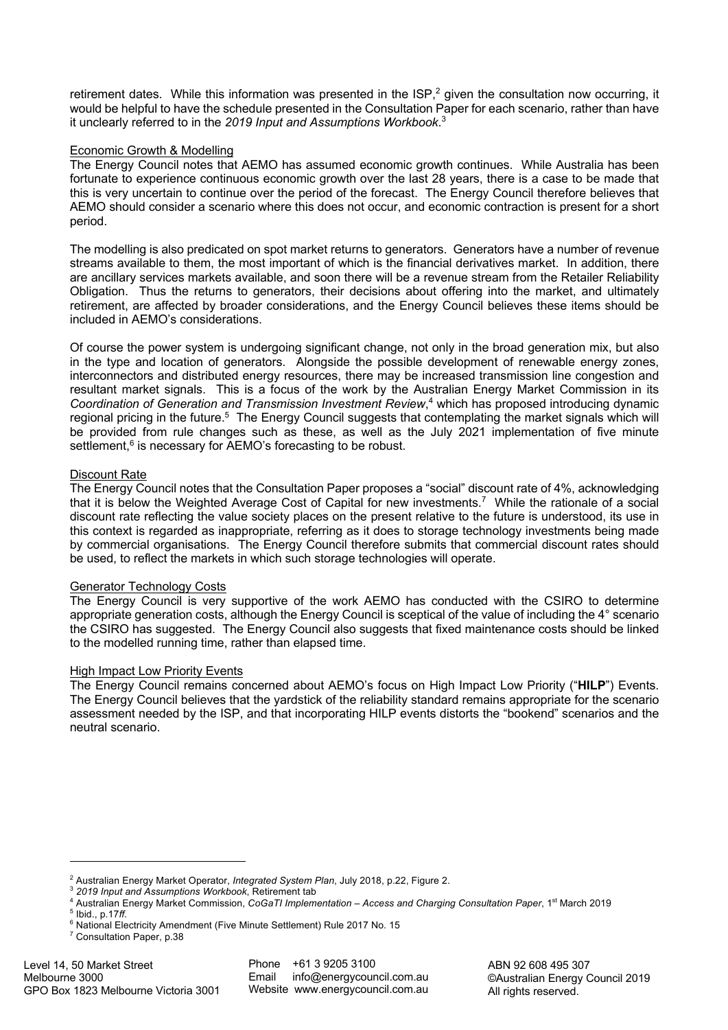retirement dates. While this information was presented in the ISP,[2] given the consultation now occurring, it would be helpful to have the schedule presented in the Consultation Paper for each scenario, rather than have it unclearly referred to in the *2019 Input and Assumptions Workbook*.[3]

## Economic Growth & Modelling

The Energy Council notes that AEMO has assumed economic growth continues. While Australia has been fortunate to experience continuous economic growth over the last 28 years, there is a case to be made that this is very uncertain to continue over the period of the forecast. The Energy Council therefore believes that AEMO should consider a scenario where this does not occur, and economic contraction is present for a short period.

The modelling is also predicated on spot market returns to generators. Generators have a number of revenue streams available to them, the most important of which is the financial derivatives market. In addition, there are ancillary services markets available, and soon there will be a revenue stream from the Retailer Reliability Obligation. Thus the returns to generators, their decisions about offering into the market, and ultimately retirement, are affected by broader considerations, and the Energy Council believes these items should be included in AEMO's considerations.

Of course the power system is undergoing significant change, not only in the broad generation mix, but also in the type and location of generators. Alongside the possible development of renewable energy zones, interconnectors and distributed energy resources, there may be increased transmission line congestion and resultant market signals. This is a focus of the work by the Australian Energy Market Commission in its *Coordination of Generation and Transmission Investment Review*,[4] which has proposed introducing dynamic regional pricing in the future.[5] The Energy Council suggests that contemplating the market signals which will be provided from rule changes such as these, as well as the July 2021 implementation of five minute settlement,[6] is necessary for AEMO's forecasting to be robust.

## Discount Rate

The Energy Council notes that the Consultation Paper proposes a "social" discount rate of 4%, acknowledging that it is below the Weighted Average Cost of Capital for new investments.[7] While the rationale of a social discount rate reflecting the value society places on the present relative to the future is understood, its use in this context is regarded as inappropriate, referring as it does to storage technology investments being made by commercial organisations. The Energy Council therefore submits that commercial discount rates should be used, to reflect the markets in which such storage technologies will operate.

## Generator Technology Costs

The Energy Council is very supportive of the work AEMO has conducted with the CSIRO to determine appropriate generation costs, although the Energy Council is sceptical of the value of including the 4° scenario the CSIRO has suggested. The Energy Council also suggests that fixed maintenance costs should be linked to the modelled running time, rather than elapsed time.

## High Impact Low Priority Events

The Energy Council remains concerned about AEMO's focus on High Impact Low Priority ("**HILP**") Events. The Energy Council believes that the yardstick of the reliability standard remains appropriate for the scenario assessment needed by the ISP, and that incorporating HILP events distorts the "bookend" scenarios and the neutral scenario.

---

[2] Australian Energy Market Operator, *Integrated System Plan*, July 2018, p.22, Figure 2.

[3] *2019 Input and Assumptions Workbook*, Retirement tab

[4] Australian Energy Market Commission, *CoGaTI Implementation – Access and Charging Consultation Paper*, 1st March 2019

[5] Ibid., p.17*ff.*

[6] National Electricity Amendment (Five Minute Settlement) Rule 2017 No. 15

[7] Consultation Paper, p.38

Level 14, 50 Market Street
Melbourne 3000
GPO Box 1823 Melbourne Victoria 3001

Phone +61 3 9205 3100
Email info@energycouncil.com.au
Website www.energycouncil.com.au

ABN 92 608 495 307
©Australian Energy Council 2019
All rights reserved.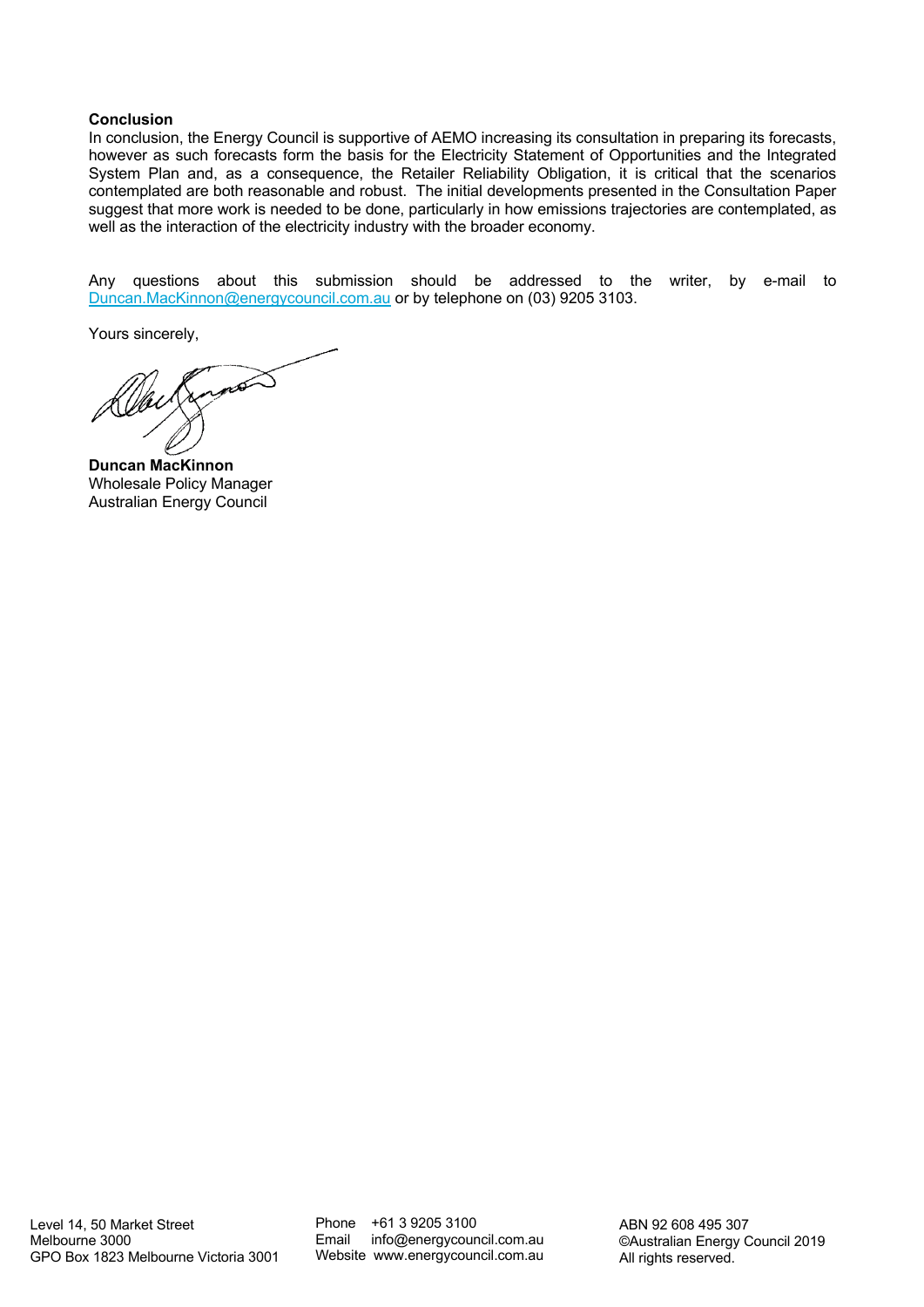**Conclusion**

In conclusion, the Energy Council is supportive of AEMO increasing its consultation in preparing its forecasts, however as such forecasts form the basis for the Electricity Statement of Opportunities and the Integrated System Plan and, as a consequence, the Retailer Reliability Obligation, it is critical that the scenarios contemplated are both reasonable and robust. The initial developments presented in the Consultation Paper suggest that more work is needed to be done, particularly in how emissions trajectories are contemplated, as well as the interaction of the electricity industry with the broader economy.

Any questions about this submission should be addressed to the writer, by e-mail to Duncan.MacKinnon@energycouncil.com.au or by telephone on (03) 9205 3103.

Yours sincerely,

**Duncan MacKinnon**
Wholesale Policy Manager
Australian Energy Council

Level 14, 50 Market Street
Melbourne 3000
GPO Box 1823 Melbourne Victoria 3001

Phone +61 3 9205 3100
Email info@energycouncil.com.au
Website www.energycouncil.com.au

ABN 92 608 495 307
©Australian Energy Council 2019
All rights reserved.